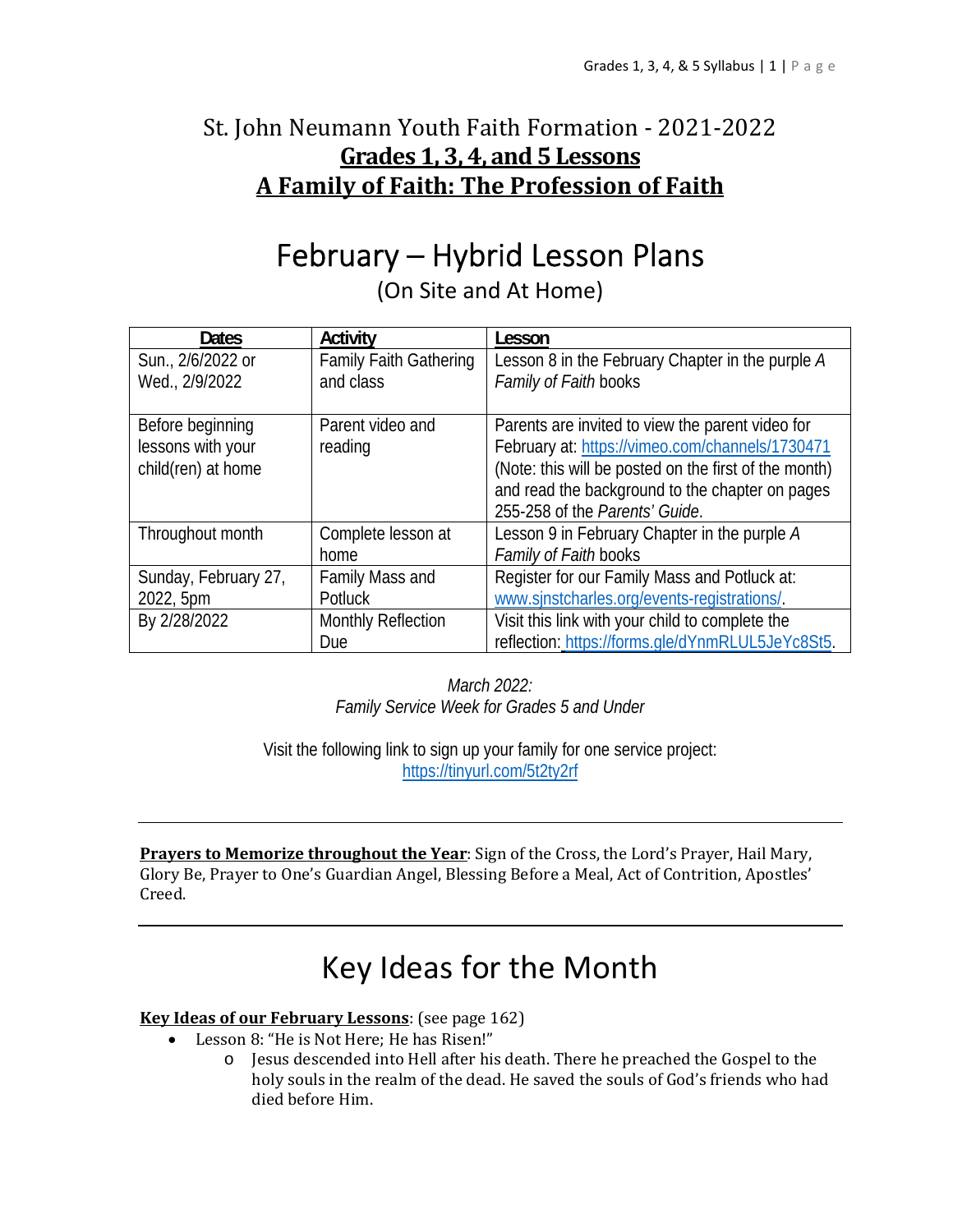# St. John Neumann Youth Faith Formation - 2021-2022

## **Grades 1, 3, 4, and 5 Lessons**

## **A Family of Faith: The Profession of Faith**

# February – Hybrid Lesson Plans

(On Site and At Home)

| Dates | Activity | Lesson |
|---|---|---|
| Sun., 2/6/2022 or Wed., 2/9/2022 | Family Faith Gathering and class | Lesson 8 in the February Chapter in the purple *A Family of Faith* books |
| Before beginning lessons with your child(ren) at home | Parent video and reading | Parents are invited to view the parent video for February at: https://vimeo.com/channels/1730471 (Note: this will be posted on the first of the month) and read the background to the chapter on pages 255-258 of the *Parents' Guide*. |
| Throughout month | Complete lesson at home | Lesson 9 in February Chapter in the purple *A Family of Faith* books |
| Sunday, February 27, 2022, 5pm | Family Mass and Potluck | Register for our Family Mass and Potluck at: www.sjnstcharles.org/events-registrations/. |
| By 2/28/2022 | Monthly Reflection Due | Visit this link with your child to complete the reflection: https://forms.gle/dYnmRLUL5JeYc8St5. |

*March 2022:*
*Family Service Week for Grades 5 and Under*

Visit the following link to sign up your family for one service project:
https://tinyurl.com/5t2ty2rf

---

**Prayers to Memorize throughout the Year**: Sign of the Cross, the Lord's Prayer, Hail Mary, Glory Be, Prayer to One's Guardian Angel, Blessing Before a Meal, Act of Contrition, Apostles' Creed.

---

# Key Ideas for the Month

**Key Ideas of our February Lessons**: (see page 162)

- Lesson 8: "He is Not Here; He has Risen!"
  - Jesus descended into Hell after his death. There he preached the Gospel to the holy souls in the realm of the dead. He saved the souls of God's friends who had died before Him.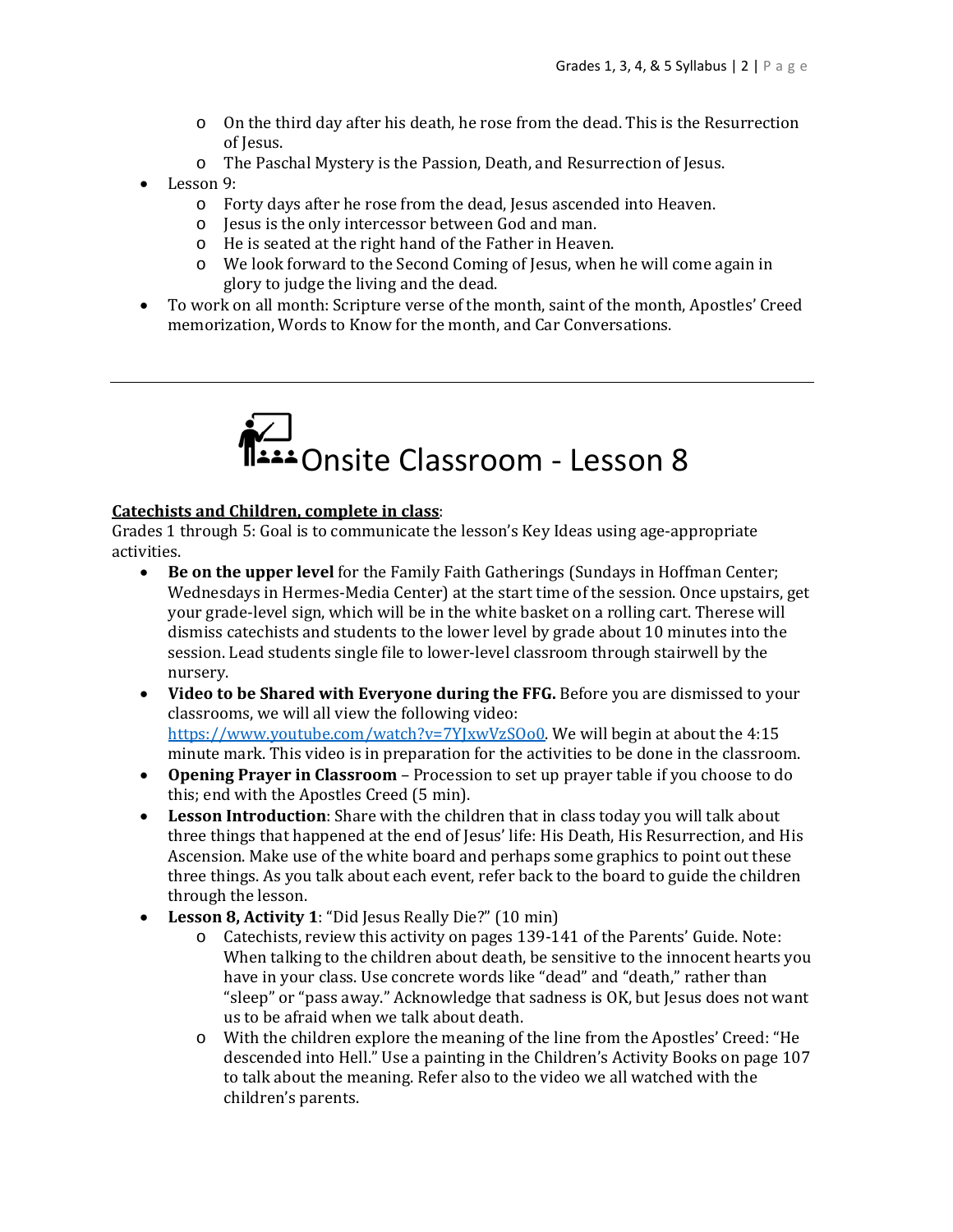- On the third day after his death, he rose from the dead. This is the Resurrection of Jesus.
  - The Paschal Mystery is the Passion, Death, and Resurrection of Jesus.
- Lesson 9:
  - Forty days after he rose from the dead, Jesus ascended into Heaven.
  - Jesus is the only intercessor between God and man.
  - He is seated at the right hand of the Father in Heaven.
  - We look forward to the Second Coming of Jesus, when he will come again in glory to judge the living and the dead.
- To work on all month: Scripture verse of the month, saint of the month, Apostles' Creed memorization, Words to Know for the month, and Car Conversations.

---

# Onsite Classroom - Lesson 8

**Catechists and Children, complete in class**:
Grades 1 through 5: Goal is to communicate the lesson's Key Ideas using age-appropriate activities.

- **Be on the upper level** for the Family Faith Gatherings (Sundays in Hoffman Center; Wednesdays in Hermes-Media Center) at the start time of the session. Once upstairs, get your grade-level sign, which will be in the white basket on a rolling cart. Therese will dismiss catechists and students to the lower level by grade about 10 minutes into the session. Lead students single file to lower-level classroom through stairwell by the nursery.
- **Video to be Shared with Everyone during the FFG.** Before you are dismissed to your classrooms, we will all view the following video: https://www.youtube.com/watch?v=7YJxwVzSOo0. We will begin at about the 4:15 minute mark. This video is in preparation for the activities to be done in the classroom.
- **Opening Prayer in Classroom** – Procession to set up prayer table if you choose to do this; end with the Apostles Creed (5 min).
- **Lesson Introduction**: Share with the children that in class today you will talk about three things that happened at the end of Jesus' life: His Death, His Resurrection, and His Ascension. Make use of the white board and perhaps some graphics to point out these three things. As you talk about each event, refer back to the board to guide the children through the lesson.
- **Lesson 8, Activity 1**: "Did Jesus Really Die?" (10 min)
  - Catechists, review this activity on pages 139-141 of the Parents' Guide. Note: When talking to the children about death, be sensitive to the innocent hearts you have in your class. Use concrete words like "dead" and "death," rather than "sleep" or "pass away." Acknowledge that sadness is OK, but Jesus does not want us to be afraid when we talk about death.
  - With the children explore the meaning of the line from the Apostles' Creed: "He descended into Hell." Use a painting in the Children's Activity Books on page 107 to talk about the meaning. Refer also to the video we all watched with the children's parents.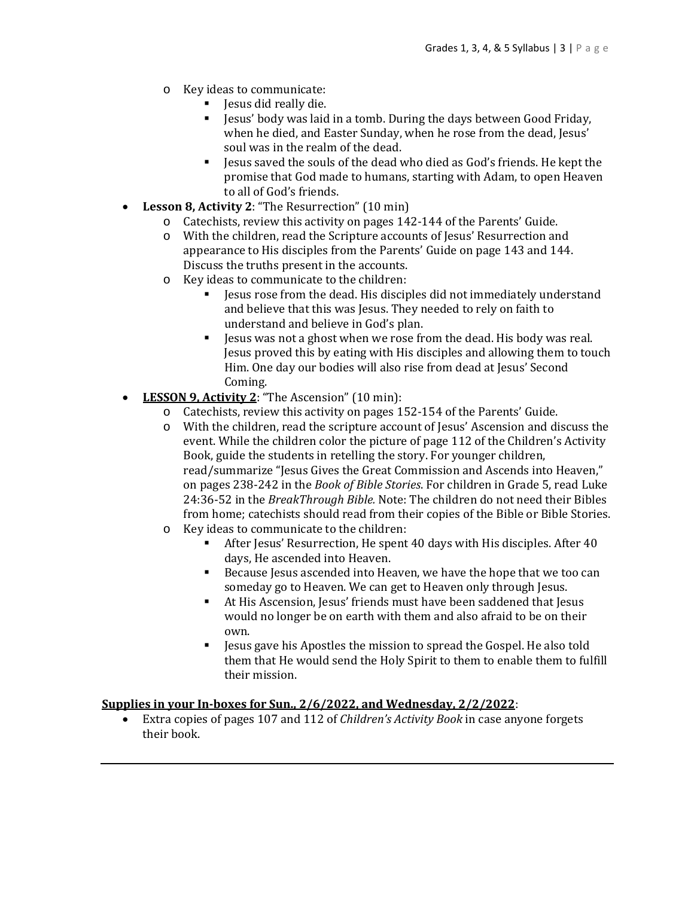- Key ideas to communicate:
  - Jesus did really die.
  - Jesus' body was laid in a tomb. During the days between Good Friday, when he died, and Easter Sunday, when he rose from the dead, Jesus' soul was in the realm of the dead.
  - Jesus saved the souls of the dead who died as God's friends. He kept the promise that God made to humans, starting with Adam, to open Heaven to all of God's friends.

- **Lesson 8, Activity 2**: "The Resurrection" (10 min)
  - Catechists, review this activity on pages 142-144 of the Parents' Guide.
  - With the children, read the Scripture accounts of Jesus' Resurrection and appearance to His disciples from the Parents' Guide on page 143 and 144. Discuss the truths present in the accounts.
  - Key ideas to communicate to the children:
    - Jesus rose from the dead. His disciples did not immediately understand and believe that this was Jesus. They needed to rely on faith to understand and believe in God's plan.
    - Jesus was not a ghost when we rose from the dead. His body was real. Jesus proved this by eating with His disciples and allowing them to touch Him. One day our bodies will also rise from dead at Jesus' Second Coming.

- **<u>LESSON 9, Activity 2</u>**: "The Ascension" (10 min):
  - Catechists, review this activity on pages 152-154 of the Parents' Guide.
  - With the children, read the scripture account of Jesus' Ascension and discuss the event. While the children color the picture of page 112 of the Children's Activity Book, guide the students in retelling the story. For younger children, read/summarize "Jesus Gives the Great Commission and Ascends into Heaven," on pages 238-242 in the *Book of Bible Stories*. For children in Grade 5, read Luke 24:36-52 in the *BreakThrough Bible.* Note: The children do not need their Bibles from home; catechists should read from their copies of the Bible or Bible Stories.
  - Key ideas to communicate to the children:
    - After Jesus' Resurrection, He spent 40 days with His disciples. After 40 days, He ascended into Heaven.
    - Because Jesus ascended into Heaven, we have the hope that we too can someday go to Heaven. We can get to Heaven only through Jesus.
    - At His Ascension, Jesus' friends must have been saddened that Jesus would no longer be on earth with them and also afraid to be on their own.
    - Jesus gave his Apostles the mission to spread the Gospel. He also told them that He would send the Holy Spirit to them to enable them to fulfill their mission.

**<u>Supplies in your In-boxes for Sun., 2/6/2022, and Wednesday, 2/2/2022</u>**:

- Extra copies of pages 107 and 112 of *Children's Activity Book* in case anyone forgets their book.

---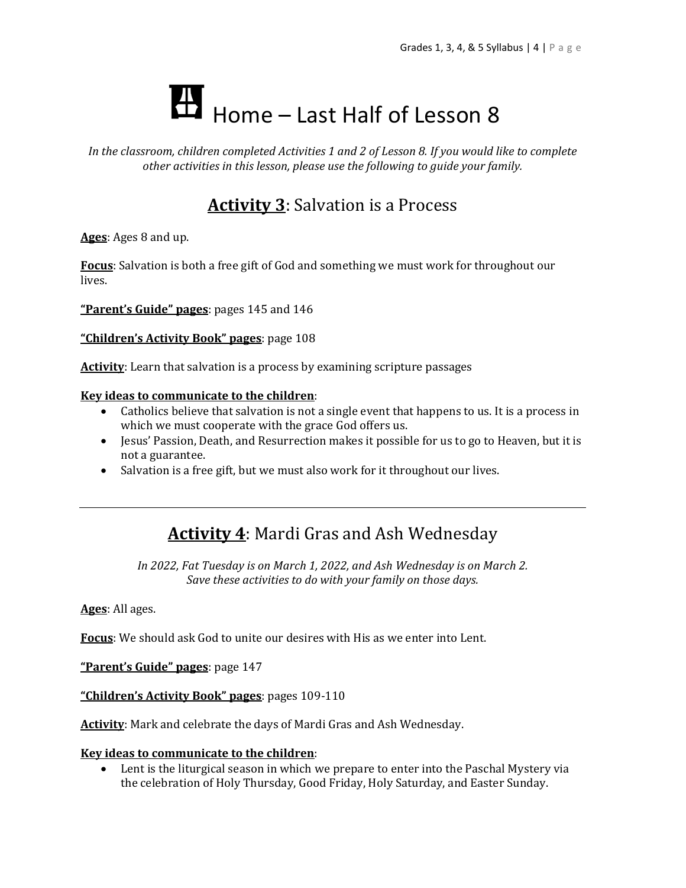# Home – Last Half of Lesson 8

*In the classroom, children completed Activities 1 and 2 of Lesson 8. If you would like to complete other activities in this lesson, please use the following to guide your family.*

## **Activity 3**: Salvation is a Process

**Ages**: Ages 8 and up.

**Focus**: Salvation is both a free gift of God and something we must work for throughout our lives.

**"Parent's Guide" pages**: pages 145 and 146

**"Children's Activity Book" pages**: page 108

**Activity**: Learn that salvation is a process by examining scripture passages

**Key ideas to communicate to the children**:

- Catholics believe that salvation is not a single event that happens to us. It is a process in which we must cooperate with the grace God offers us.
- Jesus' Passion, Death, and Resurrection makes it possible for us to go to Heaven, but it is not a guarantee.
- Salvation is a free gift, but we must also work for it throughout our lives.

---

## **Activity 4**: Mardi Gras and Ash Wednesday

*In 2022, Fat Tuesday is on March 1, 2022, and Ash Wednesday is on March 2. Save these activities to do with your family on those days.*

**Ages**: All ages.

**Focus**: We should ask God to unite our desires with His as we enter into Lent.

**"Parent's Guide" pages**: page 147

**"Children's Activity Book" pages**: pages 109-110

**Activity**: Mark and celebrate the days of Mardi Gras and Ash Wednesday.

**Key ideas to communicate to the children**:

- Lent is the liturgical season in which we prepare to enter into the Paschal Mystery via the celebration of Holy Thursday, Good Friday, Holy Saturday, and Easter Sunday.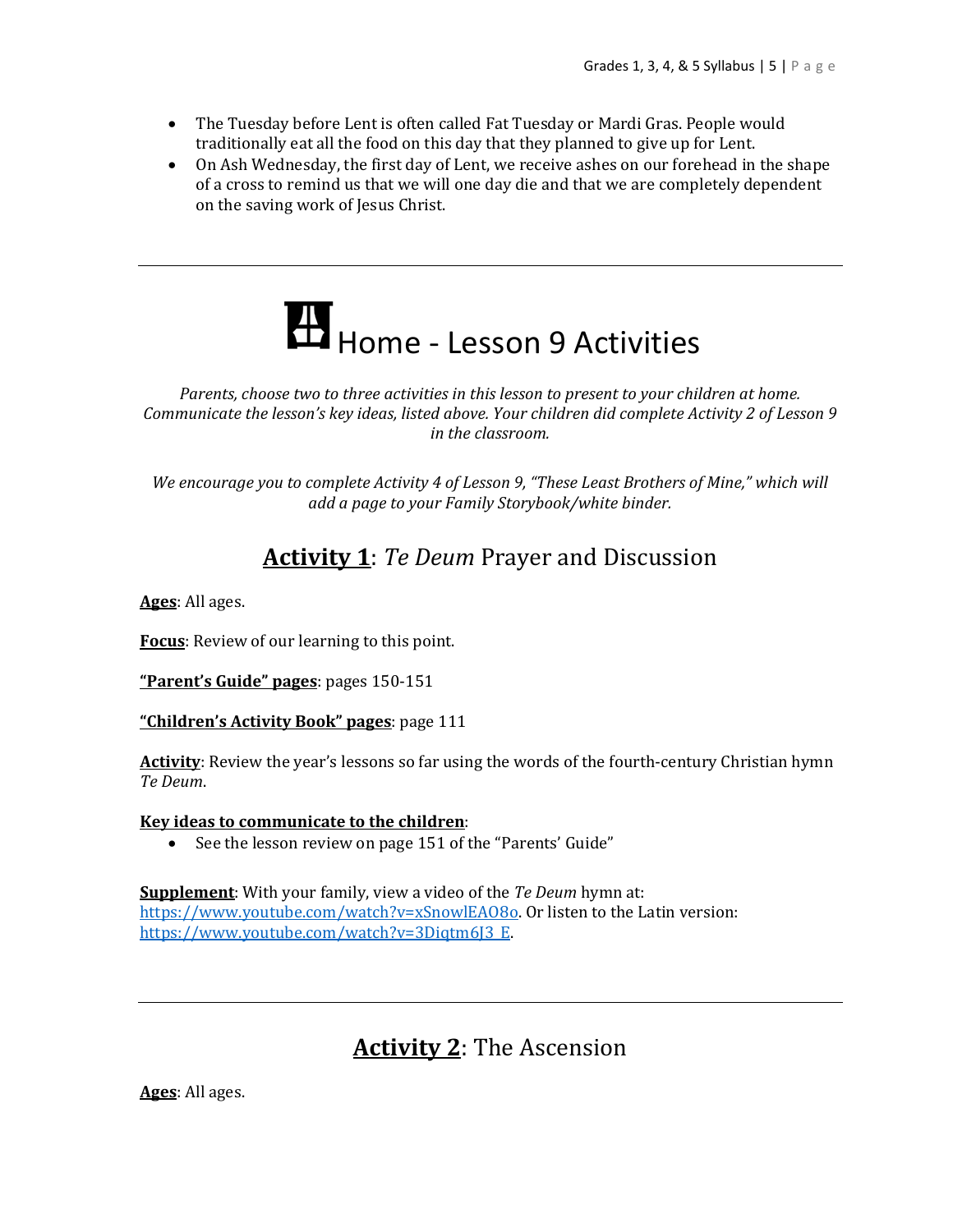- The Tuesday before Lent is often called Fat Tuesday or Mardi Gras. People would traditionally eat all the food on this day that they planned to give up for Lent.
- On Ash Wednesday, the first day of Lent, we receive ashes on our forehead in the shape of a cross to remind us that we will one day die and that we are completely dependent on the saving work of Jesus Christ.

---

# Home - Lesson 9 Activities

*Parents, choose two to three activities in this lesson to present to your children at home. Communicate the lesson's key ideas, listed above. Your children did complete Activity 2 of Lesson 9 in the classroom.*

*We encourage you to complete Activity 4 of Lesson 9, "These Least Brothers of Mine," which will add a page to your Family Storybook/white binder.*

## **Activity 1**: *Te Deum* Prayer and Discussion

**Ages**: All ages.

**Focus**: Review of our learning to this point.

**"Parent's Guide" pages**: pages 150-151

**"Children's Activity Book" pages**: page 111

**Activity**: Review the year's lessons so far using the words of the fourth-century Christian hymn *Te Deum*.

**Key ideas to communicate to the children**:

- See the lesson review on page 151 of the "Parents' Guide"

**Supplement**: With your family, view a video of the *Te Deum* hymn at: https://www.youtube.com/watch?v=xSnowlEAO8o. Or listen to the Latin version: https://www.youtube.com/watch?v=3Diqtm6J3_E.

---

## **Activity 2**: The Ascension

**Ages**: All ages.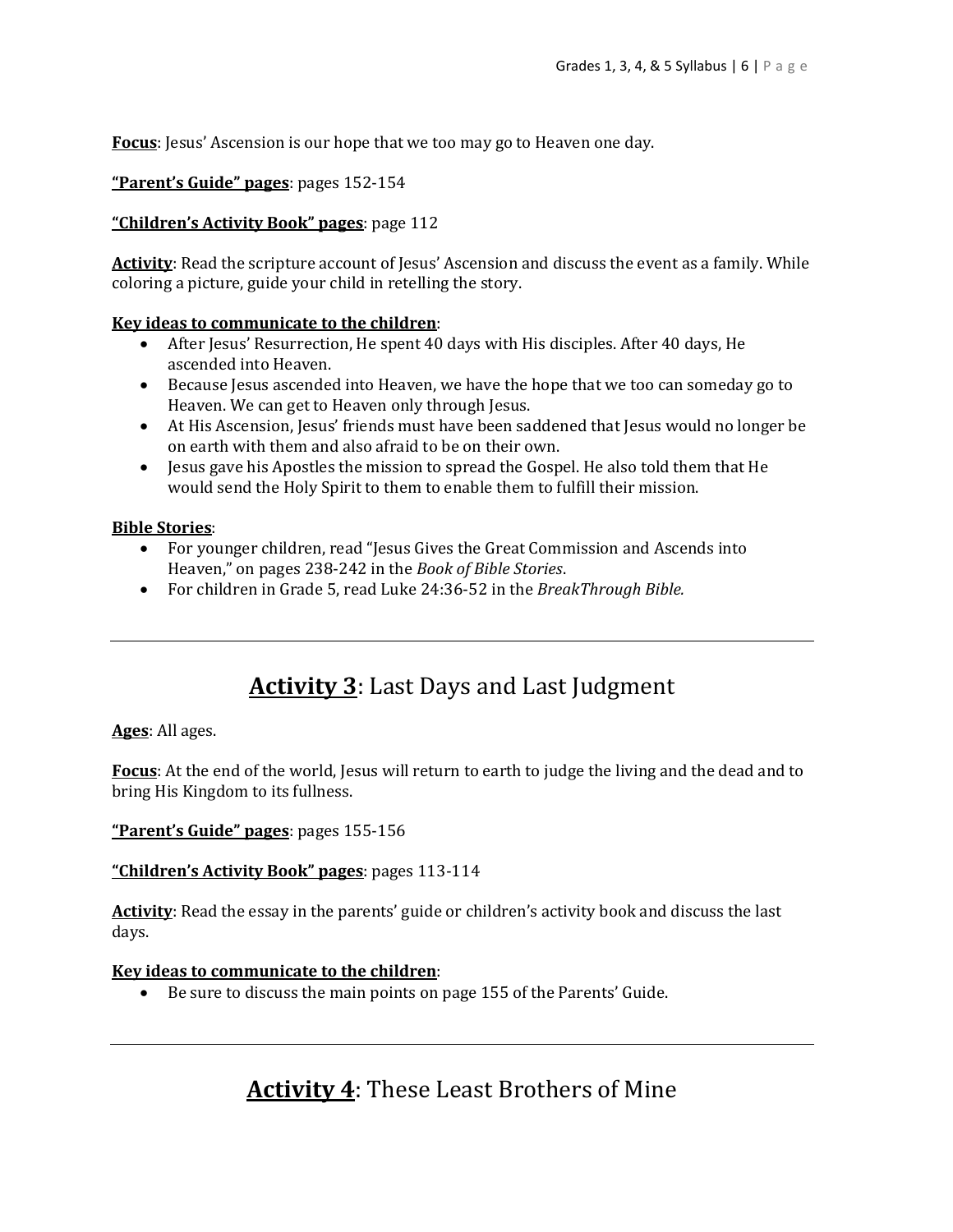**Focus**: Jesus' Ascension is our hope that we too may go to Heaven one day.

**"Parent's Guide" pages**: pages 152-154

**"Children's Activity Book" pages**: page 112

**Activity**: Read the scripture account of Jesus' Ascension and discuss the event as a family. While coloring a picture, guide your child in retelling the story.

**Key ideas to communicate to the children**:

- After Jesus' Resurrection, He spent 40 days with His disciples. After 40 days, He ascended into Heaven.
- Because Jesus ascended into Heaven, we have the hope that we too can someday go to Heaven. We can get to Heaven only through Jesus.
- At His Ascension, Jesus' friends must have been saddened that Jesus would no longer be on earth with them and also afraid to be on their own.
- Jesus gave his Apostles the mission to spread the Gospel. He also told them that He would send the Holy Spirit to them to enable them to fulfill their mission.

**Bible Stories**:

- For younger children, read "Jesus Gives the Great Commission and Ascends into Heaven," on pages 238-242 in the *Book of Bible Stories*.
- For children in Grade 5, read Luke 24:36-52 in the *BreakThrough Bible.*

---

## **Activity 3**: Last Days and Last Judgment

**Ages**: All ages.

**Focus**: At the end of the world, Jesus will return to earth to judge the living and the dead and to bring His Kingdom to its fullness.

**"Parent's Guide" pages**: pages 155-156

**"Children's Activity Book" pages**: pages 113-114

**Activity**: Read the essay in the parents' guide or children's activity book and discuss the last days.

**Key ideas to communicate to the children**:

- Be sure to discuss the main points on page 155 of the Parents' Guide.

---

## **Activity 4**: These Least Brothers of Mine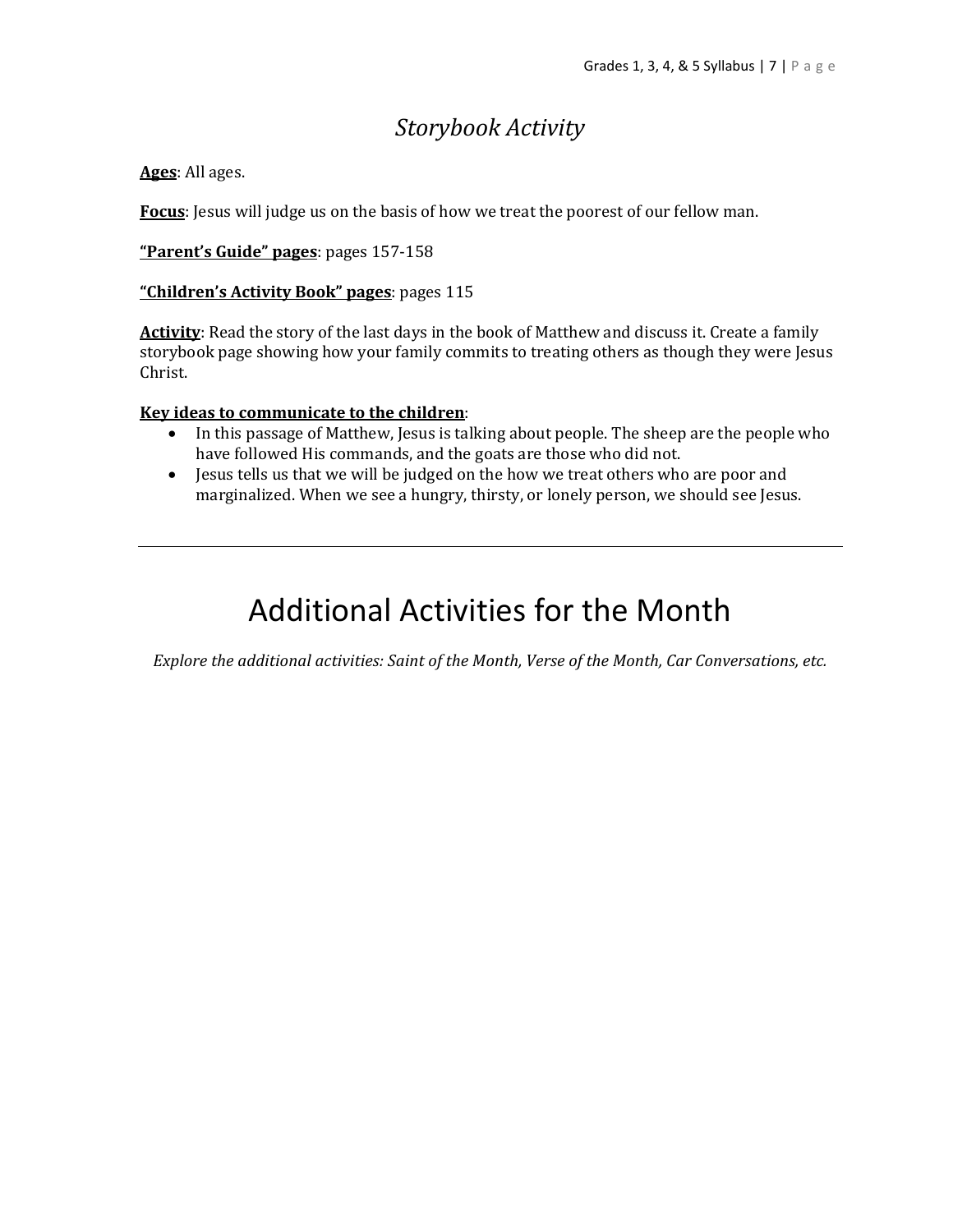## *Storybook Activity*

**Ages**: All ages.

**Focus**: Jesus will judge us on the basis of how we treat the poorest of our fellow man.

**“Parent’s Guide” pages**: pages 157-158

**“Children’s Activity Book” pages**: pages 115

**Activity**: Read the story of the last days in the book of Matthew and discuss it. Create a family storybook page showing how your family commits to treating others as though they were Jesus Christ.

**Key ideas to communicate to the children**:

- In this passage of Matthew, Jesus is talking about people. The sheep are the people who have followed His commands, and the goats are those who did not.
- Jesus tells us that we will be judged on the how we treat others who are poor and marginalized. When we see a hungry, thirsty, or lonely person, we should see Jesus.

---

# Additional Activities for the Month

*Explore the additional activities: Saint of the Month, Verse of the Month, Car Conversations, etc.*